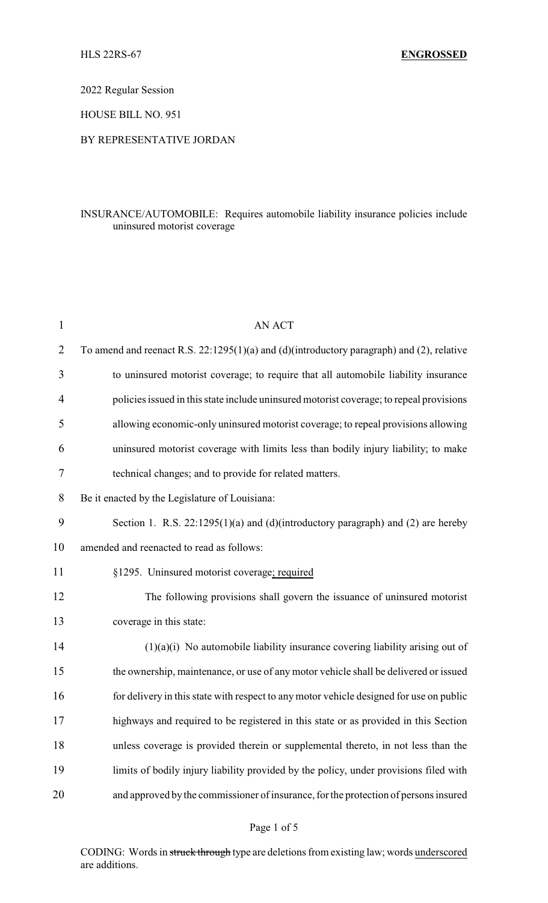HLS 22RS-67 **ENGROSSED**

2022 Regular Session

HOUSE BILL NO. 951

BY REPRESENTATIVE JORDAN

INSURANCE/AUTOMOBILE: Requires automobile liability insurance policies include uninsured motorist coverage

AN ACT

To amend and reenact R.S. 22:1295(1)(a) and (d)(introductory paragraph) and (2), relative to uninsured motorist coverage; to require that all automobile liability insurance policies issued in this state include uninsured motorist coverage; to repeal provisions allowing economic-only uninsured motorist coverage; to repeal provisions allowing uninsured motorist coverage with limits less than bodily injury liability; to make technical changes; and to provide for related matters.

Be it enacted by the Legislature of Louisiana:

Section 1. R.S. 22:1295(1)(a) and (d)(introductory paragraph) and (2) are hereby amended and reenacted to read as follows:

§1295. Uninsured motorist coverage<u>; required</u>

The following provisions shall govern the issuance of uninsured motorist coverage in this state:

(1)(a)(i) No automobile liability insurance covering liability arising out of the ownership, maintenance, or use of any motor vehicle shall be delivered or issued for delivery in this state with respect to any motor vehicle designed for use on public highways and required to be registered in this state or as provided in this Section unless coverage is provided therein or supplemental thereto, in not less than the limits of bodily injury liability provided by the policy, under provisions filed with and approved by the commissioner of insurance, for the protection of persons insured

CODING: Words in ~~struck through~~ type are deletions from existing law; words <u>underscored</u> are additions.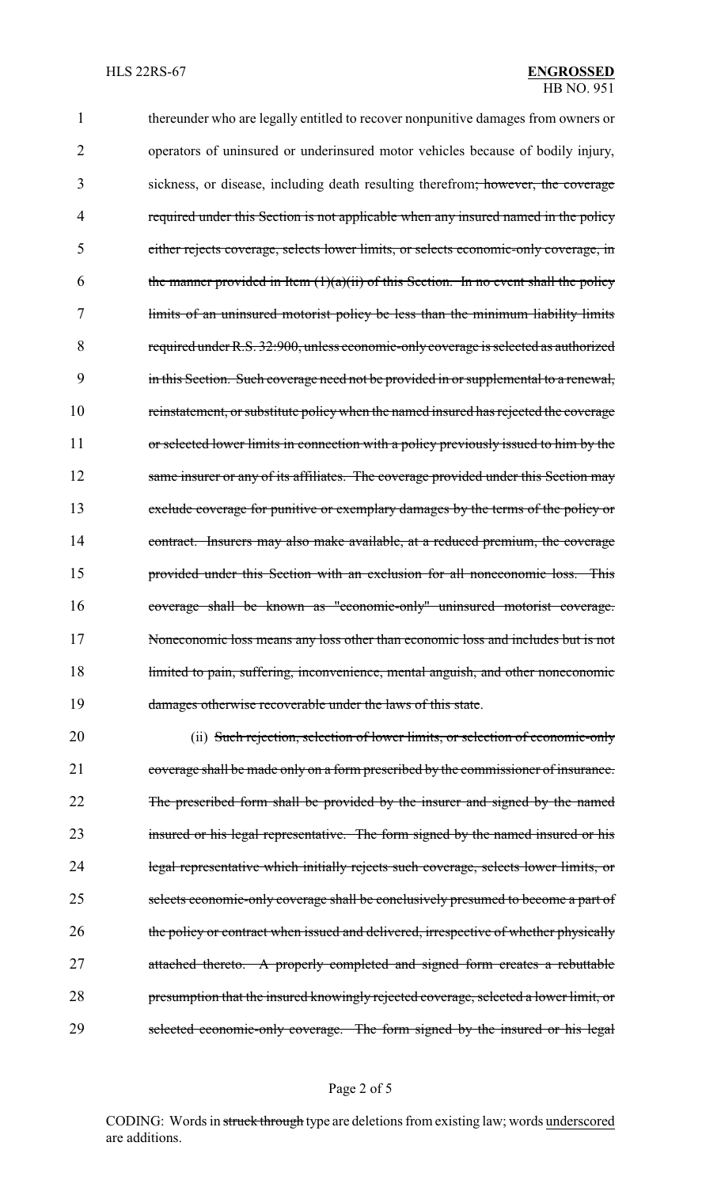thereunder who are legally entitled to recover nonpunitive damages from owners or operators of uninsured or underinsured motor vehicles because of bodily injury, sickness, or disease, including death resulting therefrom~~; however, the coverage required under this Section is not applicable when any insured named in the policy either rejects coverage, selects lower limits, or selects economic-only coverage, in the manner provided in Item (1)(a)(ii) of this Section. In no event shall the policy limits of an uninsured motorist policy be less than the minimum liability limits required under R.S. 32:900, unless economic-only coverage is selected as authorized in this Section. Such coverage need not be provided in or supplemental to a renewal, reinstatement, or substitute policy when the named insured has rejected the coverage or selected lower limits in connection with a policy previously issued to him by the same insurer or any of its affiliates. The coverage provided under this Section may exclude coverage for punitive or exemplary damages by the terms of the policy or contract. Insurers may also make available, at a reduced premium, the coverage provided under this Section with an exclusion for all noneconomic loss. This coverage shall be known as "economic-only" uninsured motorist coverage. Noneconomic loss means any loss other than economic loss and includes but is not limited to pain, suffering, inconvenience, mental anguish, and other noneconomic damages otherwise recoverable under the laws of this state~~.

(ii) ~~Such rejection, selection of lower limits, or selection of economic-only coverage shall be made only on a form prescribed by the commissioner of insurance. The prescribed form shall be provided by the insurer and signed by the named insured or his legal representative. The form signed by the named insured or his legal representative which initially rejects such coverage, selects lower limits, or selects economic-only coverage shall be conclusively presumed to become a part of the policy or contract when issued and delivered, irrespective of whether physically attached thereto. A properly completed and signed form creates a rebuttable presumption that the insured knowingly rejected coverage, selected a lower limit, or selected economic-only coverage. The form signed by the insured or his legal~~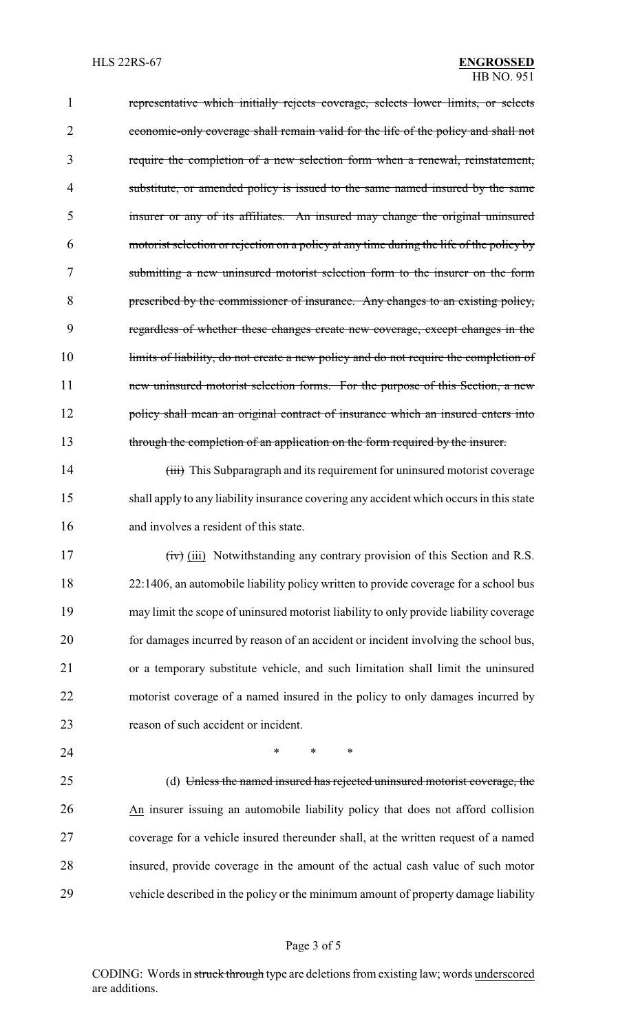~~representative which initially rejects coverage, selects lower limits, or selects economic-only coverage shall remain valid for the life of the policy and shall not require the completion of a new selection form when a renewal, reinstatement, substitute, or amended policy is issued to the same named insured by the same insurer or any of its affiliates. An insured may change the original uninsured motorist selection or rejection on a policy at any time during the life of the policy by submitting a new uninsured motorist selection form to the insurer on the form prescribed by the commissioner of insurance. Any changes to an existing policy, regardless of whether these changes create new coverage, except changes in the limits of liability, do not create a new policy and do not require the completion of new uninsured motorist selection forms. For the purpose of this Section, a new policy shall mean an original contract of insurance which an insured enters into through the completion of an application on the form required by the insurer.~~

~~(iii)~~ This Subparagraph and its requirement for uninsured motorist coverage shall apply to any liability insurance covering any accident which occurs in this state and involves a resident of this state.

~~(iv)~~ <u>(iii)</u> Notwithstanding any contrary provision of this Section and R.S. 22:1406, an automobile liability policy written to provide coverage for a school bus may limit the scope of uninsured motorist liability to only provide liability coverage for damages incurred by reason of an accident or incident involving the school bus, or a temporary substitute vehicle, and such limitation shall limit the uninsured motorist coverage of a named insured in the policy to only damages incurred by reason of such accident or incident.

\* \* \*

(d) ~~Unless the named insured has rejected uninsured motorist coverage, the~~ <u>An</u> insurer issuing an automobile liability policy that does not afford collision coverage for a vehicle insured thereunder shall, at the written request of a named insured, provide coverage in the amount of the actual cash value of such motor vehicle described in the policy or the minimum amount of property damage liability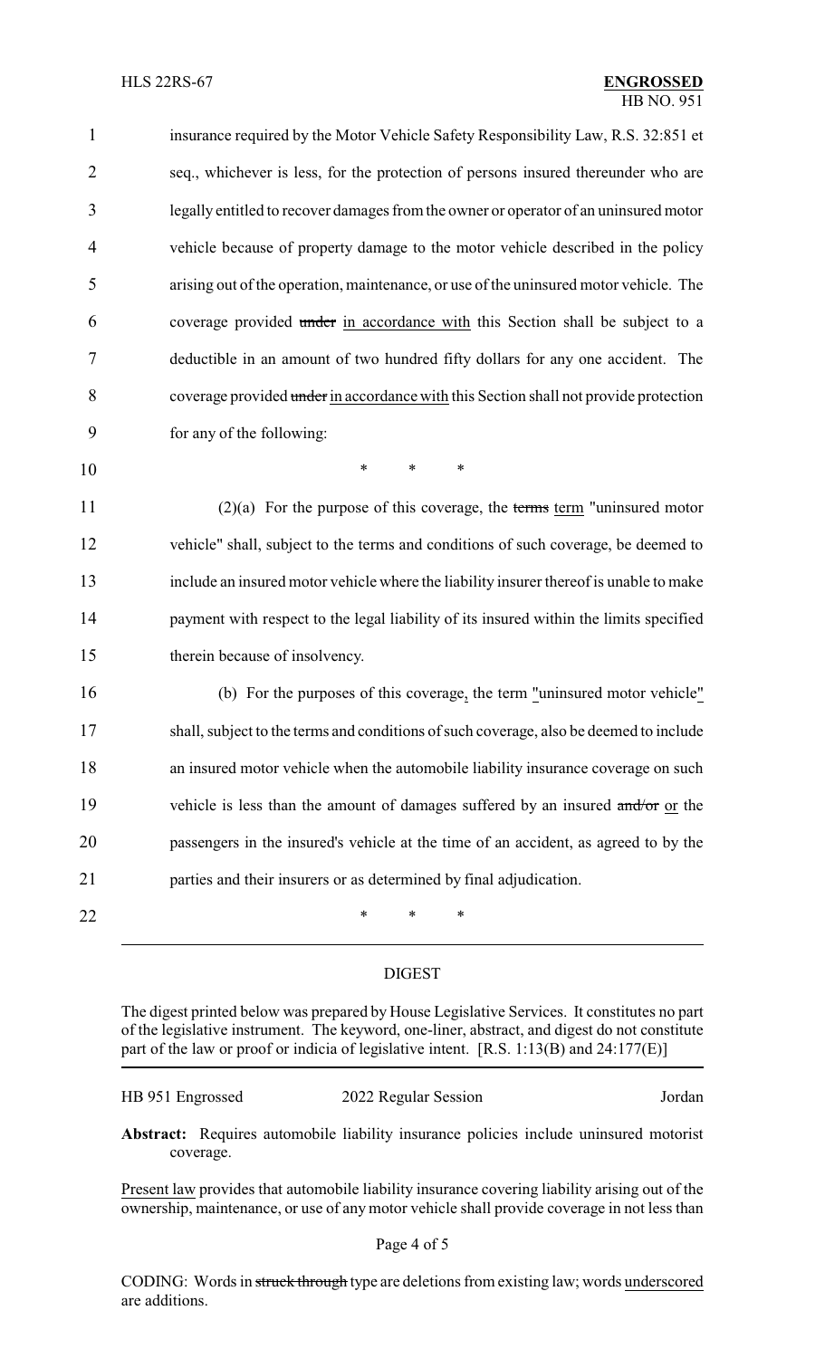insurance required by the Motor Vehicle Safety Responsibility Law, R.S. 32:851 et seq., whichever is less, for the protection of persons insured thereunder who are legally entitled to recover damages from the owner or operator of an uninsured motor vehicle because of property damage to the motor vehicle described in the policy arising out of the operation, maintenance, or use of the uninsured motor vehicle. The coverage provided ~~under~~ in accordance with this Section shall be subject to a deductible in an amount of two hundred fifty dollars for any one accident. The coverage provided ~~under~~ in accordance with this Section shall not provide protection for any of the following:

\* \* \*

(2)(a) For the purpose of this coverage, the ~~terms~~ term "uninsured motor vehicle" shall, subject to the terms and conditions of such coverage, be deemed to include an insured motor vehicle where the liability insurer thereof is unable to make payment with respect to the legal liability of its insured within the limits specified therein because of insolvency.

(b) For the purposes of this coverage, the term "uninsured motor vehicle" shall, subject to the terms and conditions of such coverage, also be deemed to include an insured motor vehicle when the automobile liability insurance coverage on such vehicle is less than the amount of damages suffered by an insured ~~and/or~~ or the passengers in the insured's vehicle at the time of an accident, as agreed to by the parties and their insurers or as determined by final adjudication.

\* \* \*

## DIGEST

The digest printed below was prepared by House Legislative Services. It constitutes no part of the legislative instrument. The keyword, one-liner, abstract, and digest do not constitute part of the law or proof or indicia of legislative intent. [R.S. 1:13(B) and 24:177(E)]

HB 951 Engrossed 2022 Regular Session Jordan

**Abstract:** Requires automobile liability insurance policies include uninsured motorist coverage.

Present law provides that automobile liability insurance covering liability arising out of the ownership, maintenance, or use of any motor vehicle shall provide coverage in not less than

CODING: Words in ~~struck through~~ type are deletions from existing law; words underscored are additions.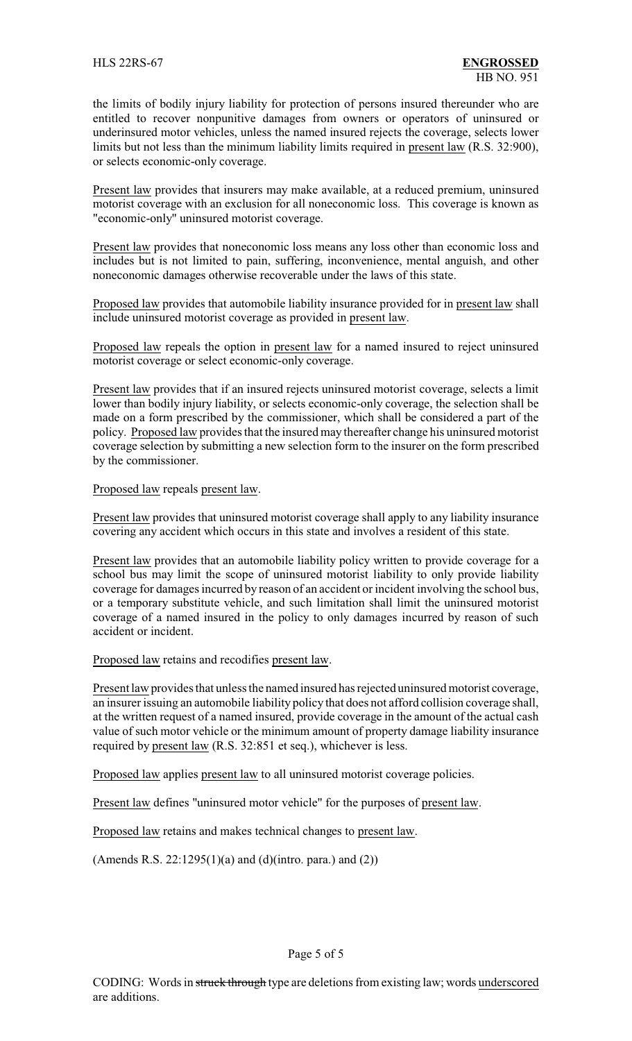the limits of bodily injury liability for protection of persons insured thereunder who are entitled to recover nonpunitive damages from owners or operators of uninsured or underinsured motor vehicles, unless the named insured rejects the coverage, selects lower limits but not less than the minimum liability limits required in present law (R.S. 32:900), or selects economic-only coverage.

Present law provides that insurers may make available, at a reduced premium, uninsured motorist coverage with an exclusion for all noneconomic loss. This coverage is known as "economic-only" uninsured motorist coverage.

Present law provides that noneconomic loss means any loss other than economic loss and includes but is not limited to pain, suffering, inconvenience, mental anguish, and other noneconomic damages otherwise recoverable under the laws of this state.

Proposed law provides that automobile liability insurance provided for in present law shall include uninsured motorist coverage as provided in present law.

Proposed law repeals the option in present law for a named insured to reject uninsured motorist coverage or select economic-only coverage.

Present law provides that if an insured rejects uninsured motorist coverage, selects a limit lower than bodily injury liability, or selects economic-only coverage, the selection shall be made on a form prescribed by the commissioner, which shall be considered a part of the policy. Proposed law provides that the insured may thereafter change his uninsured motorist coverage selection by submitting a new selection form to the insurer on the form prescribed by the commissioner.

Proposed law repeals present law.

Present law provides that uninsured motorist coverage shall apply to any liability insurance covering any accident which occurs in this state and involves a resident of this state.

Present law provides that an automobile liability policy written to provide coverage for a school bus may limit the scope of uninsured motorist liability to only provide liability coverage for damages incurred by reason of an accident or incident involving the school bus, or a temporary substitute vehicle, and such limitation shall limit the uninsured motorist coverage of a named insured in the policy to only damages incurred by reason of such accident or incident.

Proposed law retains and recodifies present law.

Present law provides that unless the named insured has rejected uninsured motorist coverage, an insurer issuing an automobile liability policy that does not afford collision coverage shall, at the written request of a named insured, provide coverage in the amount of the actual cash value of such motor vehicle or the minimum amount of property damage liability insurance required by present law (R.S. 32:851 et seq.), whichever is less.

Proposed law applies present law to all uninsured motorist coverage policies.

Present law defines "uninsured motor vehicle" for the purposes of present law.

Proposed law retains and makes technical changes to present law.

(Amends R.S. 22:1295(1)(a) and (d)(intro. para.) and (2))

CODING: Words in ~~struck through~~ type are deletions from existing law; words underscored are additions.